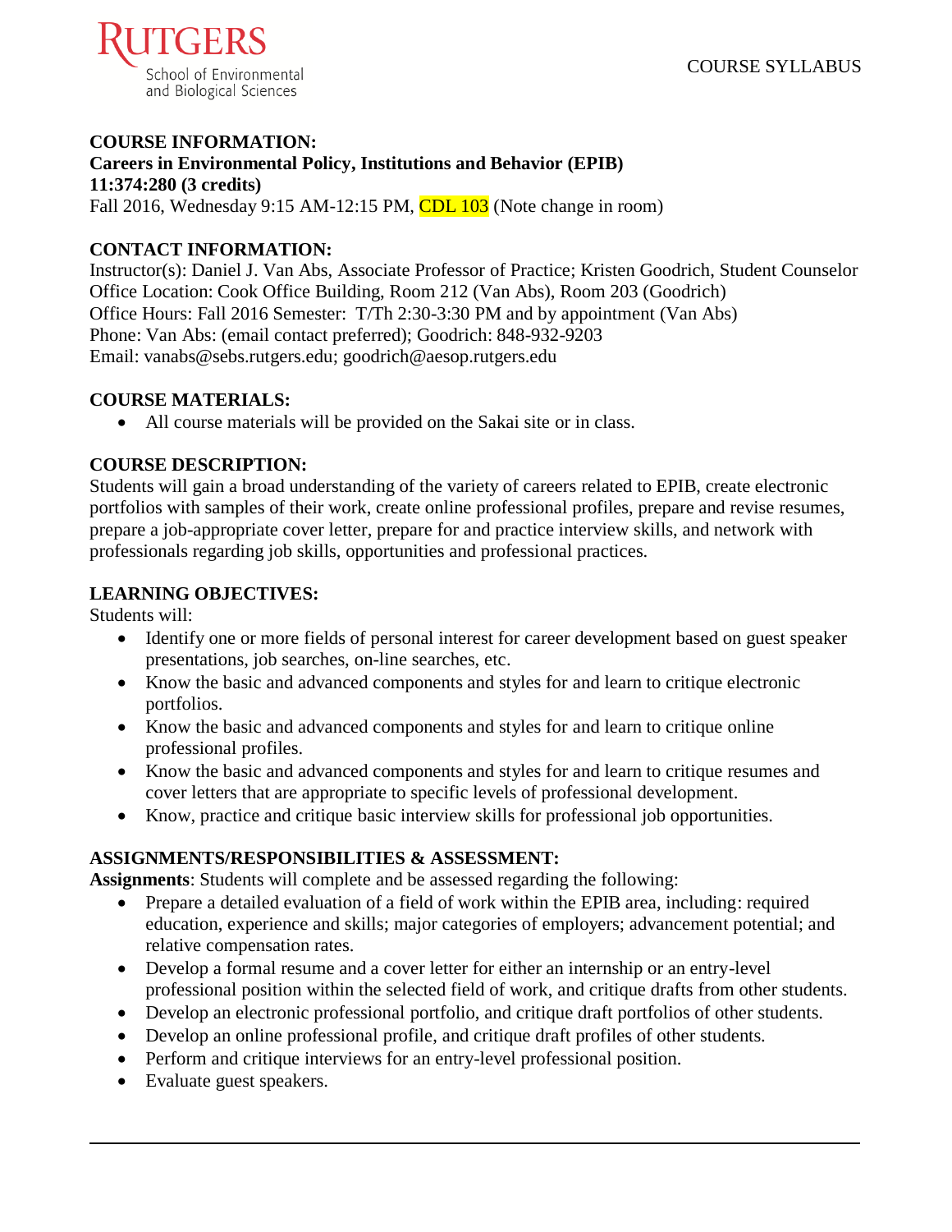RUTGERS
School of Environmental and Biological Sciences

COURSE SYLLABUS

**COURSE INFORMATION:**
**Careers in Environmental Policy, Institutions and Behavior (EPIB)**
**11:374:280 (3 credits)**
Fall 2016, Wednesday 9:15 AM-12:15 PM, CDL 103 (Note change in room)

**CONTACT INFORMATION:**
Instructor(s): Daniel J. Van Abs, Associate Professor of Practice; Kristen Goodrich, Student Counselor
Office Location: Cook Office Building, Room 212 (Van Abs), Room 203 (Goodrich)
Office Hours: Fall 2016 Semester: T/Th 2:30-3:30 PM and by appointment (Van Abs)
Phone: Van Abs: (email contact preferred); Goodrich: 848-932-9203
Email: vanabs@sebs.rutgers.edu; goodrich@aesop.rutgers.edu

**COURSE MATERIALS:**

- All course materials will be provided on the Sakai site or in class.

**COURSE DESCRIPTION:**
Students will gain a broad understanding of the variety of careers related to EPIB, create electronic portfolios with samples of their work, create online professional profiles, prepare and revise resumes, prepare a job-appropriate cover letter, prepare for and practice interview skills, and network with professionals regarding job skills, opportunities and professional practices.

**LEARNING OBJECTIVES:**
Students will:

- Identify one or more fields of personal interest for career development based on guest speaker presentations, job searches, on-line searches, etc.
- Know the basic and advanced components and styles for and learn to critique electronic portfolios.
- Know the basic and advanced components and styles for and learn to critique online professional profiles.
- Know the basic and advanced components and styles for and learn to critique resumes and cover letters that are appropriate to specific levels of professional development.
- Know, practice and critique basic interview skills for professional job opportunities.

**ASSIGNMENTS/RESPONSIBILITIES & ASSESSMENT:**
**Assignments**: Students will complete and be assessed regarding the following:

- Prepare a detailed evaluation of a field of work within the EPIB area, including: required education, experience and skills; major categories of employers; advancement potential; and relative compensation rates.
- Develop a formal resume and a cover letter for either an internship or an entry-level professional position within the selected field of work, and critique drafts from other students.
- Develop an electronic professional portfolio, and critique draft portfolios of other students.
- Develop an online professional profile, and critique draft profiles of other students.
- Perform and critique interviews for an entry-level professional position.
- Evaluate guest speakers.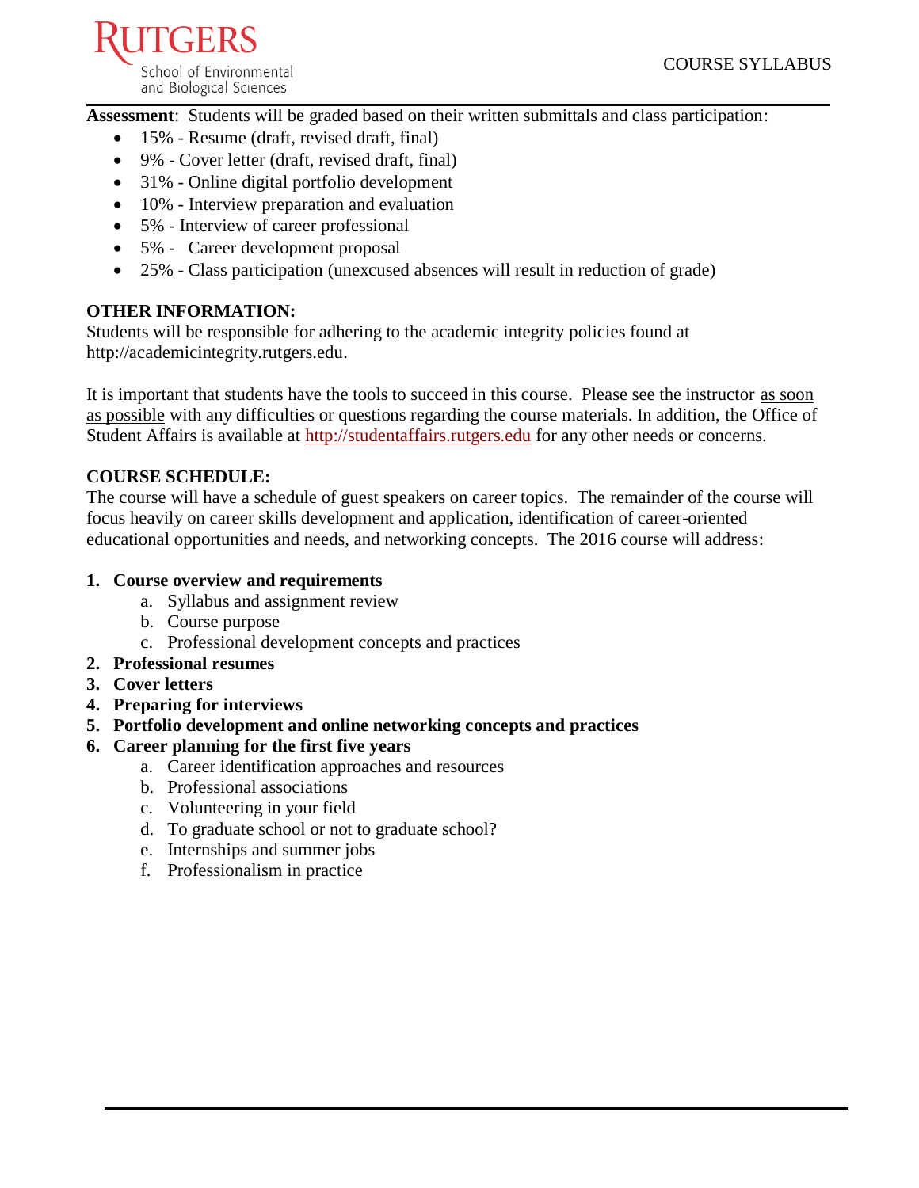**Assessment**: Students will be graded based on their written submittals and class participation:

- 15% - Resume (draft, revised draft, final)
- 9% - Cover letter (draft, revised draft, final)
- 31% - Online digital portfolio development
- 10% - Interview preparation and evaluation
- 5% - Interview of career professional
- 5% - Career development proposal
- 25% - Class participation (unexcused absences will result in reduction of grade)

**OTHER INFORMATION:**

Students will be responsible for adhering to the academic integrity policies found at http://academicintegrity.rutgers.edu.

It is important that students have the tools to succeed in this course. Please see the instructor as soon as possible with any difficulties or questions regarding the course materials. In addition, the Office of Student Affairs is available at http://studentaffairs.rutgers.edu for any other needs or concerns.

**COURSE SCHEDULE:**

The course will have a schedule of guest speakers on career topics. The remainder of the course will focus heavily on career skills development and application, identification of career-oriented educational opportunities and needs, and networking concepts. The 2016 course will address:

1. **Course overview and requirements**
   a. Syllabus and assignment review
   b. Course purpose
   c. Professional development concepts and practices
2. **Professional resumes**
3. **Cover letters**
4. **Preparing for interviews**
5. **Portfolio development and online networking concepts and practices**
6. **Career planning for the first five years**
   a. Career identification approaches and resources
   b. Professional associations
   c. Volunteering in your field
   d. To graduate school or not to graduate school?
   e. Internships and summer jobs
   f. Professionalism in practice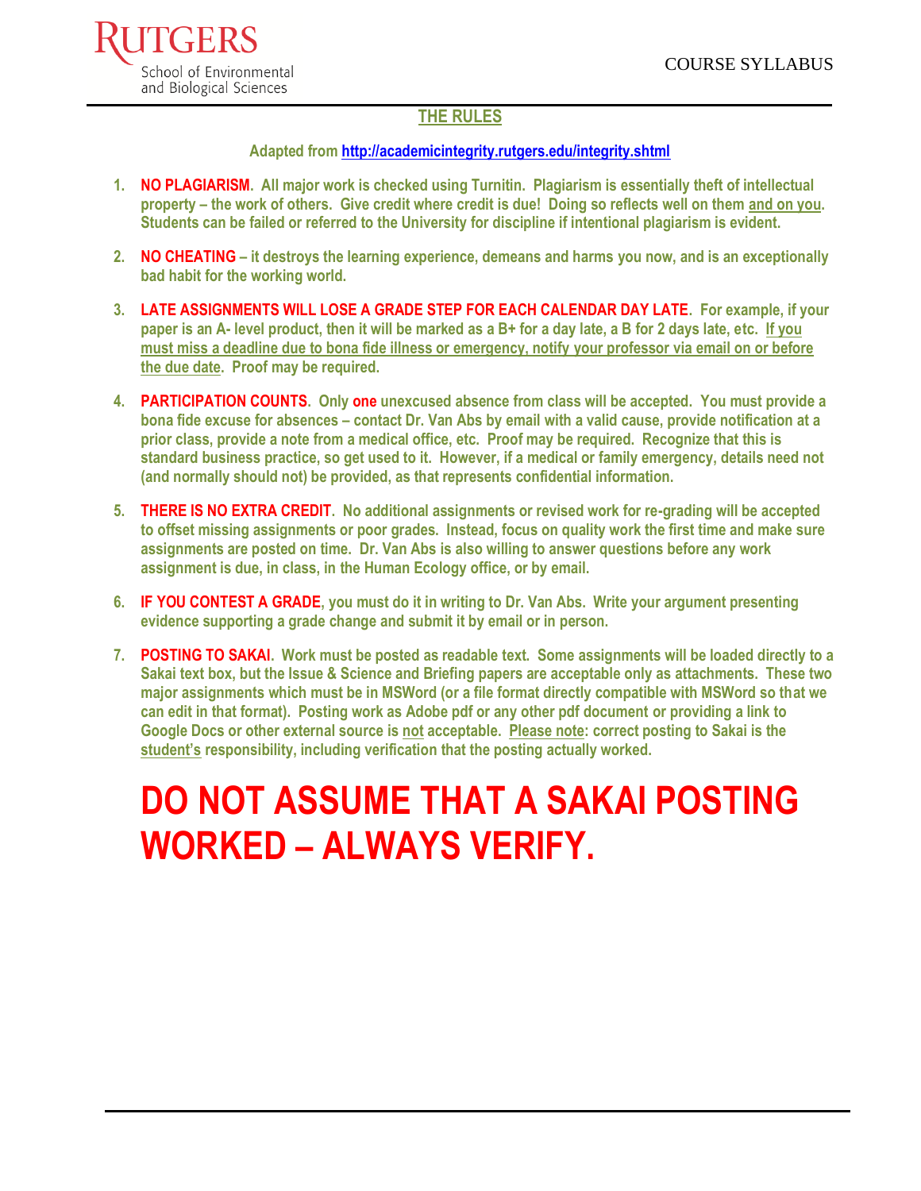## THE RULES

**Adapted from http://academicintegrity.rutgers.edu/integrity.shtml**

1. **NO PLAGIARISM. All major work is checked using Turnitin. Plagiarism is essentially theft of intellectual property – the work of others. Give credit where credit is due! Doing so reflects well on them and on you. Students can be failed or referred to the University for discipline if intentional plagiarism is evident.**

2. **NO CHEATING – it destroys the learning experience, demeans and harms you now, and is an exceptionally bad habit for the working world.**

3. **LATE ASSIGNMENTS WILL LOSE A GRADE STEP FOR EACH CALENDAR DAY LATE. For example, if your paper is an A- level product, then it will be marked as a B+ for a day late, a B for 2 days late, etc. If you must miss a deadline due to bona fide illness or emergency, notify your professor via email on or before the due date. Proof may be required.**

4. **PARTICIPATION COUNTS. Only one unexcused absence from class will be accepted. You must provide a bona fide excuse for absences – contact Dr. Van Abs by email with a valid cause, provide notification at a prior class, provide a note from a medical office, etc. Proof may be required. Recognize that this is standard business practice, so get used to it. However, if a medical or family emergency, details need not (and normally should not) be provided, as that represents confidential information.**

5. **THERE IS NO EXTRA CREDIT. No additional assignments or revised work for re-grading will be accepted to offset missing assignments or poor grades. Instead, focus on quality work the first time and make sure assignments are posted on time. Dr. Van Abs is also willing to answer questions before any work assignment is due, in class, in the Human Ecology office, or by email.**

6. **IF YOU CONTEST A GRADE, you must do it in writing to Dr. Van Abs. Write your argument presenting evidence supporting a grade change and submit it by email or in person.**

7. **POSTING TO SAKAI. Work must be posted as readable text. Some assignments will be loaded directly to a Sakai text box, but the Issue & Science and Briefing papers are acceptable only as attachments. These two major assignments which must be in MSWord (or a file format directly compatible with MSWord so that we can edit in that format). Posting work as Adobe pdf or any other pdf document or providing a link to Google Docs or other external source is not acceptable. Please note: correct posting to Sakai is the student's responsibility, including verification that the posting actually worked.**

# DO NOT ASSUME THAT A SAKAI POSTING WORKED – ALWAYS VERIFY.